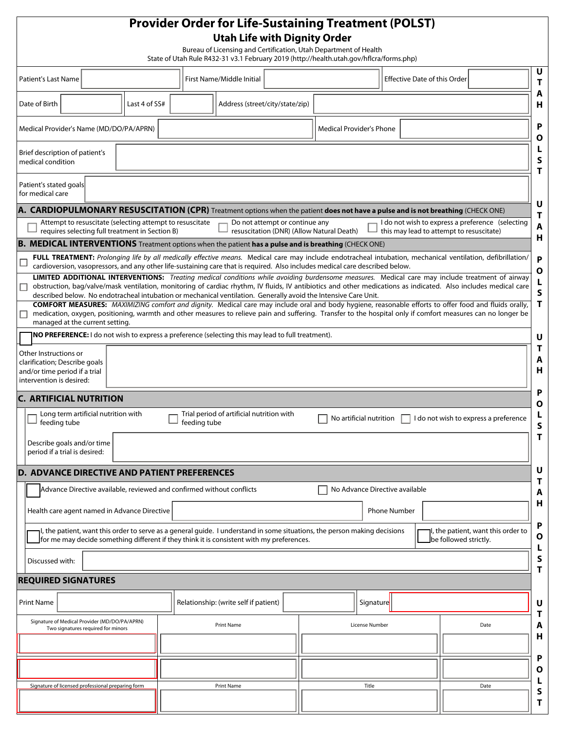# Provider Order for Life-Sustaining Treatment (POLST)

## Utah Life with Dignity Order

Bureau of Licensing and Certification, Utah Department of Health
State of Utah Rule R432-31 v3.1 February 2019 (http://health.utah.gov/hflcra/forms.php)

| Patient's Last Name | | First Name/Middle Initial | | Effective Date of this Order | |
|---|---|---|---|---|---|
| Date of Birth | | Last 4 of SS# | | Address (street/city/state/zip) | |
| Medical Provider's Name (MD/DO/PA/APRN) | | Medical Provider's Phone | | | |
| Brief description of patient's medical condition | | | | | |
| Patient's stated goals for medical care | | | | | |

## A. CARDIOPULMONARY RESUSCITATION (CPR) Treatment options when the patient **does not have a pulse and is not breathing** (CHECK ONE)

- ☐ Attempt to resuscitate (selecting attempt to resuscitate requires selecting full treatment in Section B)
- ☐ Do not attempt or continue any resuscitation (DNR) (Allow Natural Death)
- ☐ I do not wish to express a preference (selecting this may lead to attempt to resuscitate)

## B. MEDICAL INTERVENTIONS Treatment options when the patient **has a pulse and is breathing** (CHECK ONE)

- ☐ **FULL TREATMENT:** *Prolonging life by all medically effective means.* Medical care may include endotracheal intubation, mechanical ventilation, defibrillation/cardioversion, vasopressors, and any other life-sustaining care that is required. Also includes medical care described below.
- ☐ **LIMITED ADDITIONAL INTERVENTIONS:** *Treating medical conditions while avoiding burdensome measures.* Medical care may include treatment of airway obstruction, bag/valve/mask ventilation, monitoring of cardiac rhythm, IV fluids, IV antibiotics and other medications as indicated. Also includes medical care described below. No endotracheal intubation or mechanical ventilation. Generally avoid the Intensive Care Unit.
- ☐ **COMFORT MEASURES:** *MAXIMIZING comfort and dignity.* Medical care may include oral and body hygiene, reasonable efforts to offer food and fluids orally, medication, oxygen, positioning, warmth and other measures to relieve pain and suffering. Transfer to the hospital only if comfort measures can no longer be managed at the current setting.
- ☐ **NO PREFERENCE:** I do not wish to express a preference (selecting this may lead to full treatment).

Other Instructions or clarification; Describe goals and/or time period if a trial intervention is desired:

## C. ARTIFICIAL NUTRITION

- ☐ Long term artificial nutrition with feeding tube
- ☐ Trial period of artificial nutrition with feeding tube
- ☐ No artificial nutrition
- ☐ I do not wish to express a preference

Describe goals and/or time period if a trial is desired:

## D. ADVANCE DIRECTIVE AND PATIENT PREFERENCES

- ☐ Advance Directive available, reviewed and confirmed without conflicts
- ☐ No Advance Directive available

Health care agent named in Advance Directive: | Phone Number:

- ☐ I, the patient, want this order to serve as a general guide. I understand in some situations, the person making decisions for me may decide something different if they think it is consistent with my preferences.
- ☐ I, the patient, want this order to be followed strictly.

Discussed with:

## REQUIRED SIGNATURES

| Print Name | | Relationship: (write self if patient) | | Signature | |
|---|---|---|---|---|---|

| Signature of Medical Provider (MD/DO/PA/APRN) Two signatures required for minors | Print Name | License Number | Date |
|---|---|---|---|
| | | | |
| | | | |

| Signature of licensed professional preparing form | Print Name | Title | Date |
|---|---|---|---|
| | | | |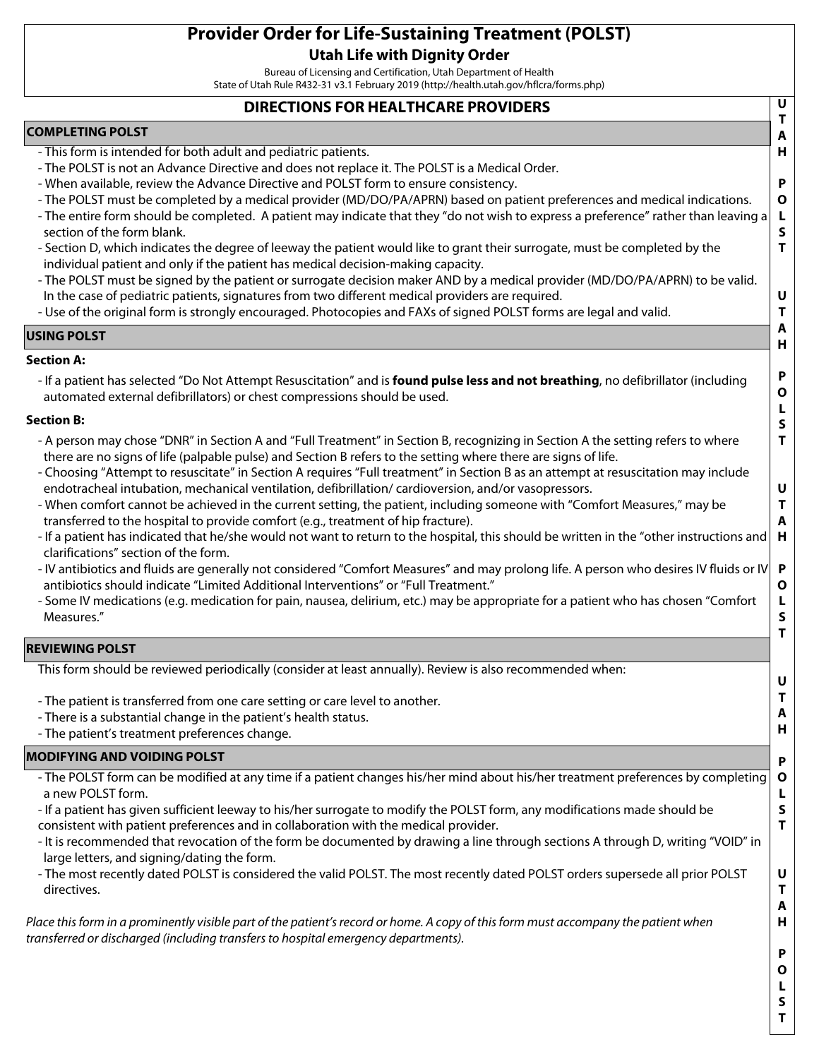# Provider Order for Life-Sustaining Treatment (POLST)

## Utah Life with Dignity Order

Bureau of Licensing and Certification, Utah Department of Health
State of Utah Rule R432-31 v3.1 February 2019 (http://health.utah.gov/hflcra/forms.php)

## DIRECTIONS FOR HEALTHCARE PROVIDERS

### COMPLETING POLST

- This form is intended for both adult and pediatric patients.
- The POLST is not an Advance Directive and does not replace it. The POLST is a Medical Order.
- When available, review the Advance Directive and POLST form to ensure consistency.
- The POLST must be completed by a medical provider (MD/DO/PA/APRN) based on patient preferences and medical indications.
- The entire form should be completed. A patient may indicate that they "do not wish to express a preference" rather than leaving a section of the form blank.
- Section D, which indicates the degree of leeway the patient would like to grant their surrogate, must be completed by the individual patient and only if the patient has medical decision-making capacity.
- The POLST must be signed by the patient or surrogate decision maker AND by a medical provider (MD/DO/PA/APRN) to be valid. In the case of pediatric patients, signatures from two different medical providers are required.
- Use of the original form is strongly encouraged. Photocopies and FAXs of signed POLST forms are legal and valid.

### USING POLST

**Section A:**

- If a patient has selected "Do Not Attempt Resuscitation" and is **found pulse less and not breathing**, no defibrillator (including automated external defibrillators) or chest compressions should be used.

**Section B:**

- A person may chose "DNR" in Section A and "Full Treatment" in Section B, recognizing in Section A the setting refers to where there are no signs of life (palpable pulse) and Section B refers to the setting where there are signs of life.
- Choosing "Attempt to resuscitate" in Section A requires "Full treatment" in Section B as an attempt at resuscitation may include endotracheal intubation, mechanical ventilation, defibrillation/ cardioversion, and/or vasopressors.
- When comfort cannot be achieved in the current setting, the patient, including someone with "Comfort Measures," may be transferred to the hospital to provide comfort (e.g., treatment of hip fracture).
- If a patient has indicated that he/she would not want to return to the hospital, this should be written in the "other instructions and clarifications" section of the form.
- IV antibiotics and fluids are generally not considered "Comfort Measures" and may prolong life. A person who desires IV fluids or IV antibiotics should indicate "Limited Additional Interventions" or "Full Treatment."
- Some IV medications (e.g. medication for pain, nausea, delirium, etc.) may be appropriate for a patient who has chosen "Comfort Measures."

### REVIEWING POLST

This form should be reviewed periodically (consider at least annually). Review is also recommended when:

- The patient is transferred from one care setting or care level to another.
- There is a substantial change in the patient's health status.
- The patient's treatment preferences change.

### MODIFYING AND VOIDING POLST

- The POLST form can be modified at any time if a patient changes his/her mind about his/her treatment preferences by completing a new POLST form.
- If a patient has given sufficient leeway to his/her surrogate to modify the POLST form, any modifications made should be consistent with patient preferences and in collaboration with the medical provider.
- It is recommended that revocation of the form be documented by drawing a line through sections A through D, writing "VOID" in large letters, and signing/dating the form.
- The most recently dated POLST is considered the valid POLST. The most recently dated POLST orders supersede all prior POLST directives.

*Place this form in a prominently visible part of the patient's record or home. A copy of this form must accompany the patient when transferred or discharged (including transfers to hospital emergency departments).*